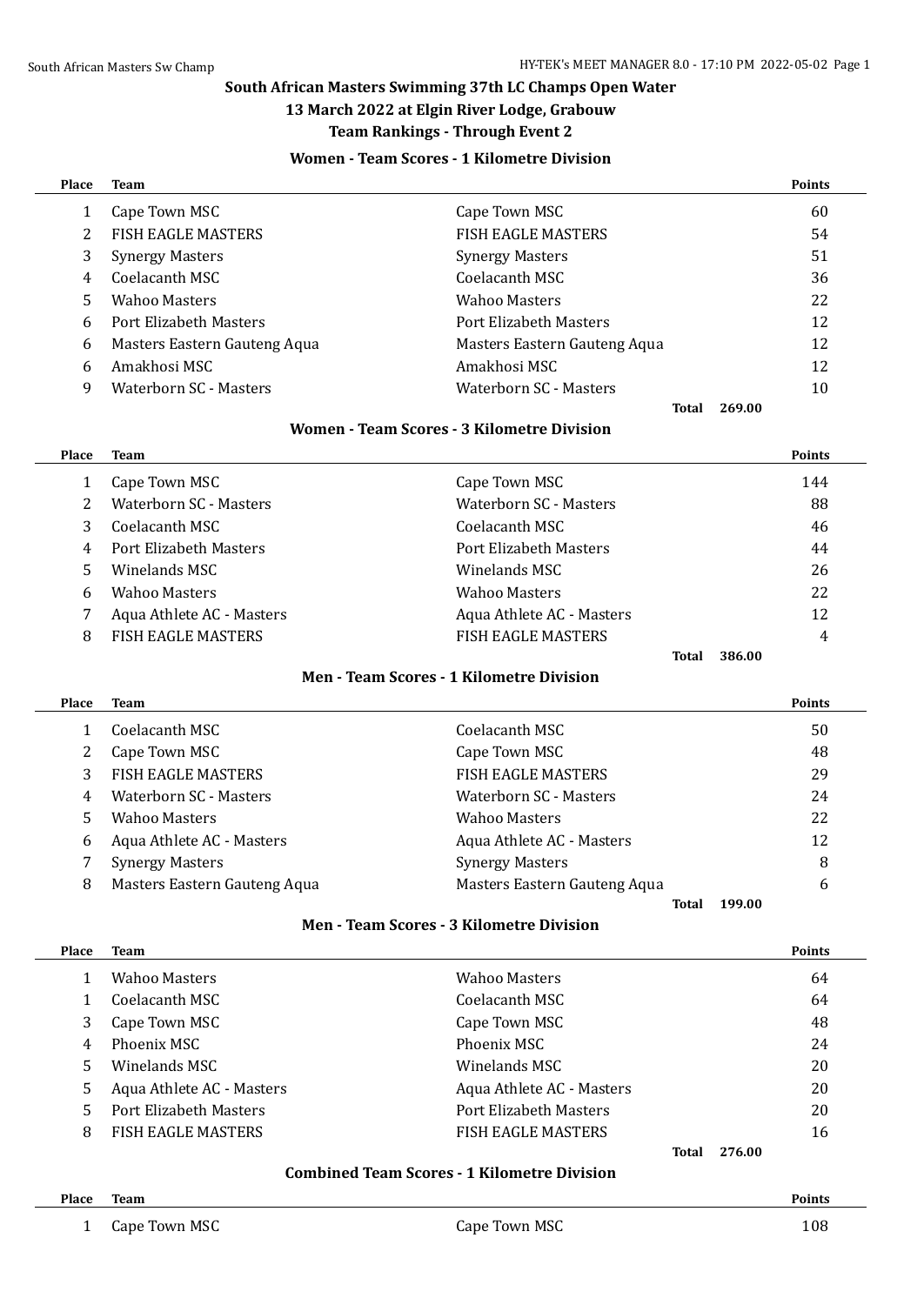## South African Masters Swimming 37th LC Champs Open Water

### 13 March 2022 at Elgin River Lodge, Grabouw

### Team Rankings - Through Event 2

#### Women - Team Scores - 1 Kilometre Division

| Place | Team | | Points |
|---|---|---|---|
| 1 | Cape Town MSC | Cape Town MSC | 60 |
| 2 | FISH EAGLE MASTERS | FISH EAGLE MASTERS | 54 |
| 3 | Synergy Masters | Synergy Masters | 51 |
| 4 | Coelacanth MSC | Coelacanth MSC | 36 |
| 5 | Wahoo Masters | Wahoo Masters | 22 |
| 6 | Port Elizabeth Masters | Port Elizabeth Masters | 12 |
| 6 | Masters Eastern Gauteng Aqua | Masters Eastern Gauteng Aqua | 12 |
| 6 | Amakhosi MSC | Amakhosi MSC | 12 |
| 9 | Waterborn SC - Masters | Waterborn SC - Masters | 10 |
| | | **Total** | **269.00** |

#### Women - Team Scores - 3 Kilometre Division

| Place | Team | | Points |
|---|---|---|---|
| 1 | Cape Town MSC | Cape Town MSC | 144 |
| 2 | Waterborn SC - Masters | Waterborn SC - Masters | 88 |
| 3 | Coelacanth MSC | Coelacanth MSC | 46 |
| 4 | Port Elizabeth Masters | Port Elizabeth Masters | 44 |
| 5 | Winelands MSC | Winelands MSC | 26 |
| 6 | Wahoo Masters | Wahoo Masters | 22 |
| 7 | Aqua Athlete AC - Masters | Aqua Athlete AC - Masters | 12 |
| 8 | FISH EAGLE MASTERS | FISH EAGLE MASTERS | 4 |
| | | **Total** | **386.00** |

#### Men - Team Scores - 1 Kilometre Division

| Place | Team | | Points |
|---|---|---|---|
| 1 | Coelacanth MSC | Coelacanth MSC | 50 |
| 2 | Cape Town MSC | Cape Town MSC | 48 |
| 3 | FISH EAGLE MASTERS | FISH EAGLE MASTERS | 29 |
| 4 | Waterborn SC - Masters | Waterborn SC - Masters | 24 |
| 5 | Wahoo Masters | Wahoo Masters | 22 |
| 6 | Aqua Athlete AC - Masters | Aqua Athlete AC - Masters | 12 |
| 7 | Synergy Masters | Synergy Masters | 8 |
| 8 | Masters Eastern Gauteng Aqua | Masters Eastern Gauteng Aqua | 6 |
| | | **Total** | **199.00** |

#### Men - Team Scores - 3 Kilometre Division

| Place | Team | | Points |
|---|---|---|---|
| 1 | Wahoo Masters | Wahoo Masters | 64 |
| 1 | Coelacanth MSC | Coelacanth MSC | 64 |
| 3 | Cape Town MSC | Cape Town MSC | 48 |
| 4 | Phoenix MSC | Phoenix MSC | 24 |
| 5 | Winelands MSC | Winelands MSC | 20 |
| 5 | Aqua Athlete AC - Masters | Aqua Athlete AC - Masters | 20 |
| 5 | Port Elizabeth Masters | Port Elizabeth Masters | 20 |
| 8 | FISH EAGLE MASTERS | FISH EAGLE MASTERS | 16 |
| | | **Total** | **276.00** |

#### Combined Team Scores - 1 Kilometre Division

| Place | Team | | Points |
|---|---|---|---|
| 1 | Cape Town MSC | Cape Town MSC | 108 |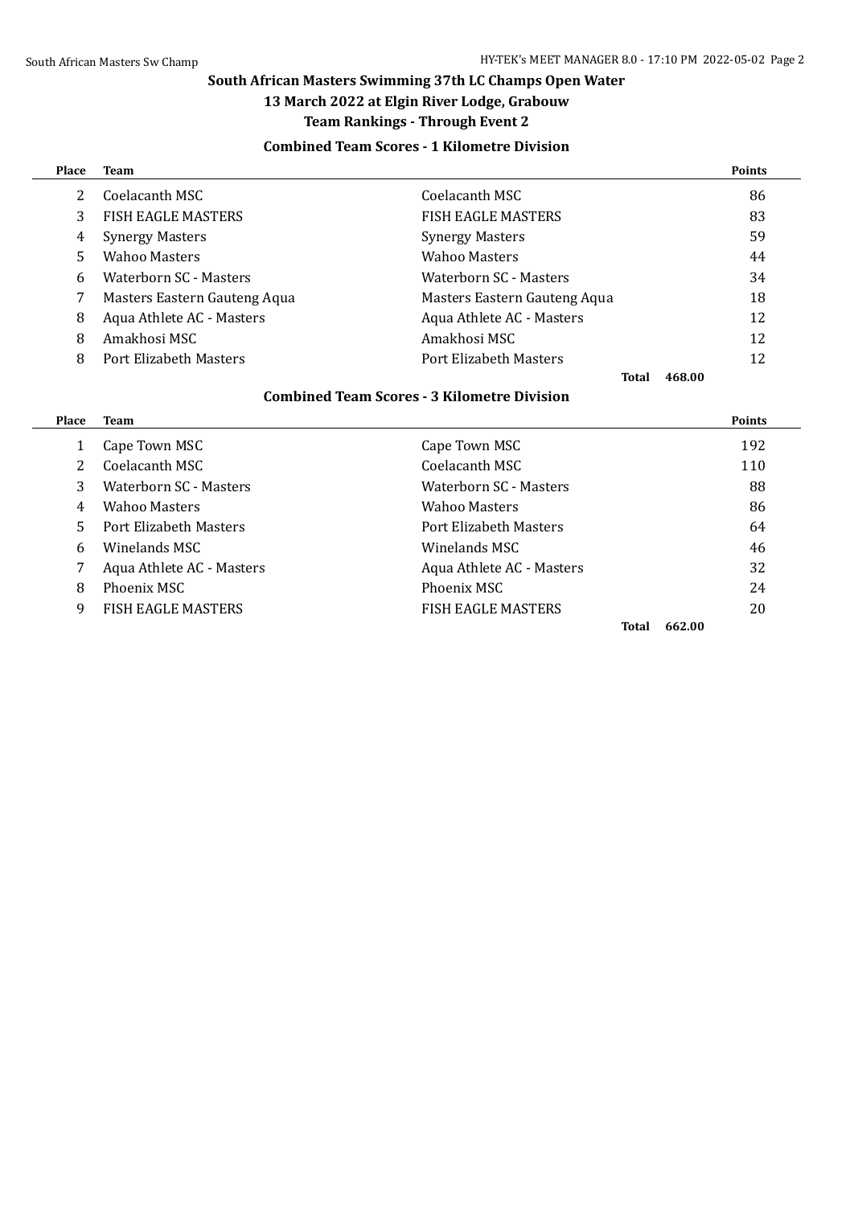## South African Masters Swimming 37th LC Champs Open Water

**13 March 2022 at Elgin River Lodge, Grabouw**

**Team Rankings - Through Event 2**

### Combined Team Scores - 1 Kilometre Division

| Place | Team | | Points |
|---|---|---|---|
| 2 | Coelacanth MSC | Coelacanth MSC | 86 |
| 3 | FISH EAGLE MASTERS | FISH EAGLE MASTERS | 83 |
| 4 | Synergy Masters | Synergy Masters | 59 |
| 5 | Wahoo Masters | Wahoo Masters | 44 |
| 6 | Waterborn SC - Masters | Waterborn SC - Masters | 34 |
| 7 | Masters Eastern Gauteng Aqua | Masters Eastern Gauteng Aqua | 18 |
| 8 | Aqua Athlete AC - Masters | Aqua Athlete AC - Masters | 12 |
| 8 | Amakhosi MSC | Amakhosi MSC | 12 |
| 8 | Port Elizabeth Masters | Port Elizabeth Masters | 12 |
| | | **Total** | **468.00** |

### Combined Team Scores - 3 Kilometre Division

| Place | Team | | Points |
|---|---|---|---|
| 1 | Cape Town MSC | Cape Town MSC | 192 |
| 2 | Coelacanth MSC | Coelacanth MSC | 110 |
| 3 | Waterborn SC - Masters | Waterborn SC - Masters | 88 |
| 4 | Wahoo Masters | Wahoo Masters | 86 |
| 5 | Port Elizabeth Masters | Port Elizabeth Masters | 64 |
| 6 | Winelands MSC | Winelands MSC | 46 |
| 7 | Aqua Athlete AC - Masters | Aqua Athlete AC - Masters | 32 |
| 8 | Phoenix MSC | Phoenix MSC | 24 |
| 9 | FISH EAGLE MASTERS | FISH EAGLE MASTERS | 20 |
| | | **Total** | **662.00** |